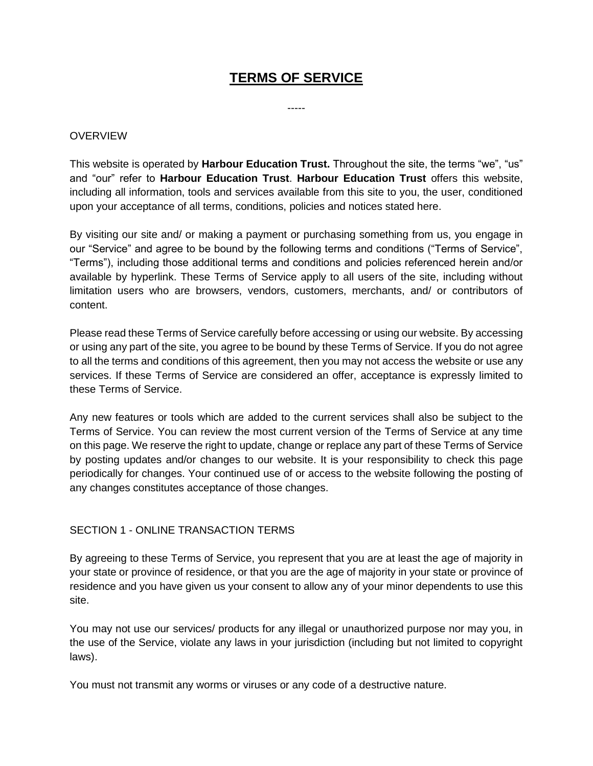# TERMS OF SERVICE

-----

## OVERVIEW

This website is operated by **Harbour Education Trust.** Throughout the site, the terms "we", "us" and "our" refer to **Harbour Education Trust**. **Harbour Education Trust** offers this website, including all information, tools and services available from this site to you, the user, conditioned upon your acceptance of all terms, conditions, policies and notices stated here.

By visiting our site and/ or making a payment or purchasing something from us, you engage in our "Service" and agree to be bound by the following terms and conditions ("Terms of Service", "Terms"), including those additional terms and conditions and policies referenced herein and/or available by hyperlink. These Terms of Service apply to all users of the site, including without limitation users who are browsers, vendors, customers, merchants, and/ or contributors of content.

Please read these Terms of Service carefully before accessing or using our website. By accessing or using any part of the site, you agree to be bound by these Terms of Service. If you do not agree to all the terms and conditions of this agreement, then you may not access the website or use any services. If these Terms of Service are considered an offer, acceptance is expressly limited to these Terms of Service.

Any new features or tools which are added to the current services shall also be subject to the Terms of Service. You can review the most current version of the Terms of Service at any time on this page. We reserve the right to update, change or replace any part of these Terms of Service by posting updates and/or changes to our website. It is your responsibility to check this page periodically for changes. Your continued use of or access to the website following the posting of any changes constitutes acceptance of those changes.

## SECTION 1 - ONLINE TRANSACTION TERMS

By agreeing to these Terms of Service, you represent that you are at least the age of majority in your state or province of residence, or that you are the age of majority in your state or province of residence and you have given us your consent to allow any of your minor dependents to use this site.

You may not use our services/ products for any illegal or unauthorized purpose nor may you, in the use of the Service, violate any laws in your jurisdiction (including but not limited to copyright laws).

You must not transmit any worms or viruses or any code of a destructive nature.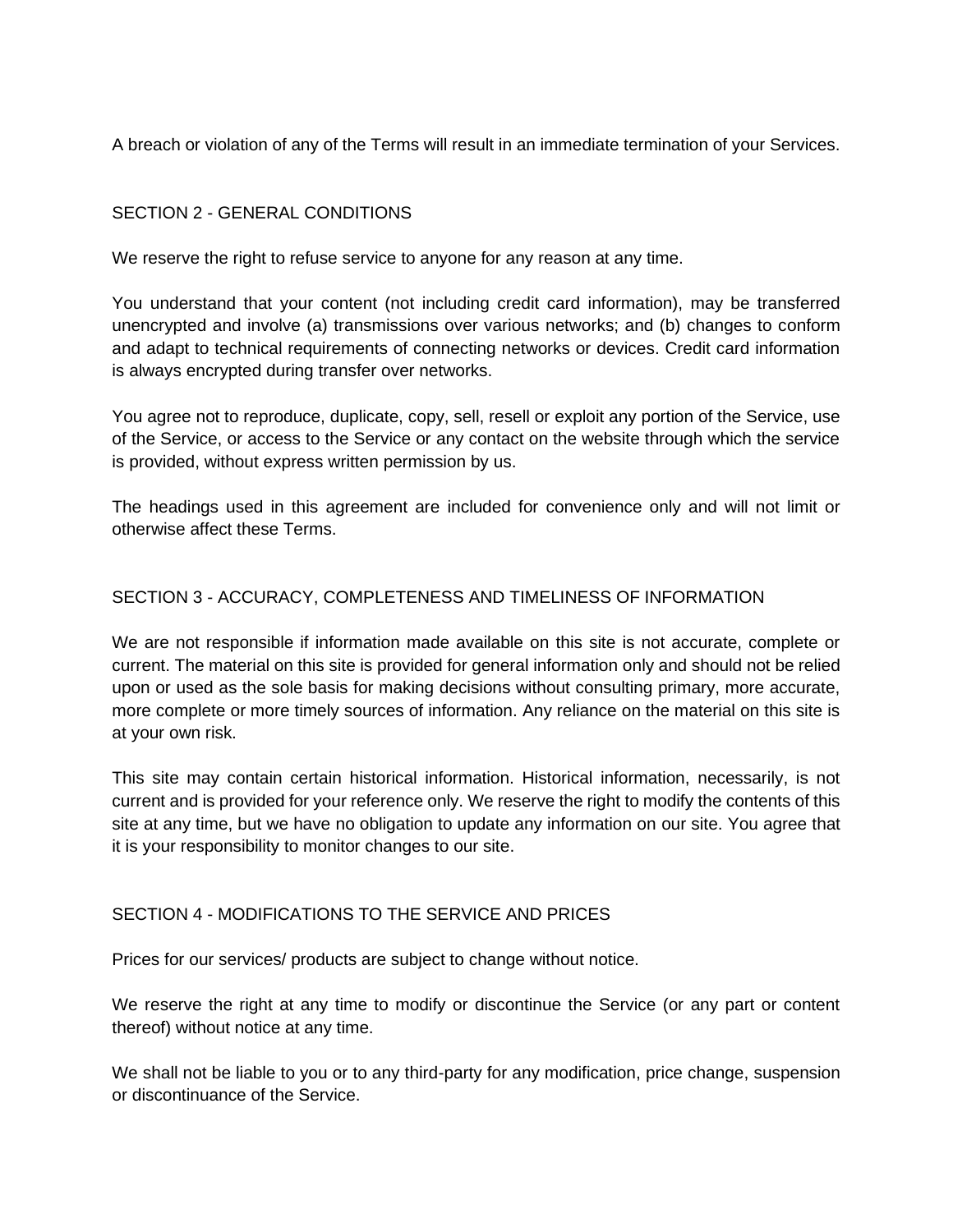A breach or violation of any of the Terms will result in an immediate termination of your Services.

## SECTION 2 - GENERAL CONDITIONS

We reserve the right to refuse service to anyone for any reason at any time.

You understand that your content (not including credit card information), may be transferred unencrypted and involve (a) transmissions over various networks; and (b) changes to conform and adapt to technical requirements of connecting networks or devices. Credit card information is always encrypted during transfer over networks.

You agree not to reproduce, duplicate, copy, sell, resell or exploit any portion of the Service, use of the Service, or access to the Service or any contact on the website through which the service is provided, without express written permission by us.

The headings used in this agreement are included for convenience only and will not limit or otherwise affect these Terms.

## SECTION 3 - ACCURACY, COMPLETENESS AND TIMELINESS OF INFORMATION

We are not responsible if information made available on this site is not accurate, complete or current. The material on this site is provided for general information only and should not be relied upon or used as the sole basis for making decisions without consulting primary, more accurate, more complete or more timely sources of information. Any reliance on the material on this site is at your own risk.

This site may contain certain historical information. Historical information, necessarily, is not current and is provided for your reference only. We reserve the right to modify the contents of this site at any time, but we have no obligation to update any information on our site. You agree that it is your responsibility to monitor changes to our site.

## SECTION 4 - MODIFICATIONS TO THE SERVICE AND PRICES

Prices for our services/ products are subject to change without notice.

We reserve the right at any time to modify or discontinue the Service (or any part or content thereof) without notice at any time.

We shall not be liable to you or to any third-party for any modification, price change, suspension or discontinuance of the Service.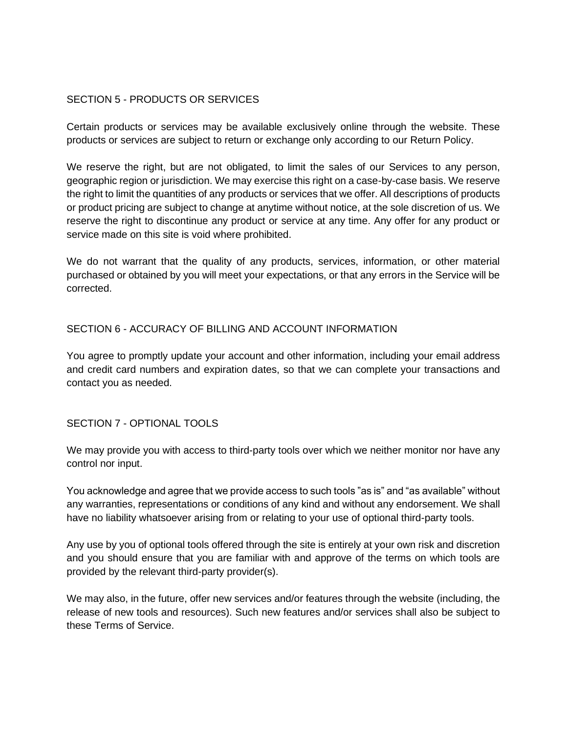## SECTION 5 - PRODUCTS OR SERVICES

Certain products or services may be available exclusively online through the website. These products or services are subject to return or exchange only according to our Return Policy.

We reserve the right, but are not obligated, to limit the sales of our Services to any person, geographic region or jurisdiction. We may exercise this right on a case-by-case basis. We reserve the right to limit the quantities of any products or services that we offer. All descriptions of products or product pricing are subject to change at anytime without notice, at the sole discretion of us. We reserve the right to discontinue any product or service at any time. Any offer for any product or service made on this site is void where prohibited.

We do not warrant that the quality of any products, services, information, or other material purchased or obtained by you will meet your expectations, or that any errors in the Service will be corrected.

## SECTION 6 - ACCURACY OF BILLING AND ACCOUNT INFORMATION

You agree to promptly update your account and other information, including your email address and credit card numbers and expiration dates, so that we can complete your transactions and contact you as needed.

## SECTION 7 - OPTIONAL TOOLS

We may provide you with access to third-party tools over which we neither monitor nor have any control nor input.

You acknowledge and agree that we provide access to such tools ”as is” and “as available” without any warranties, representations or conditions of any kind and without any endorsement. We shall have no liability whatsoever arising from or relating to your use of optional third-party tools.

Any use by you of optional tools offered through the site is entirely at your own risk and discretion and you should ensure that you are familiar with and approve of the terms on which tools are provided by the relevant third-party provider(s).

We may also, in the future, offer new services and/or features through the website (including, the release of new tools and resources). Such new features and/or services shall also be subject to these Terms of Service.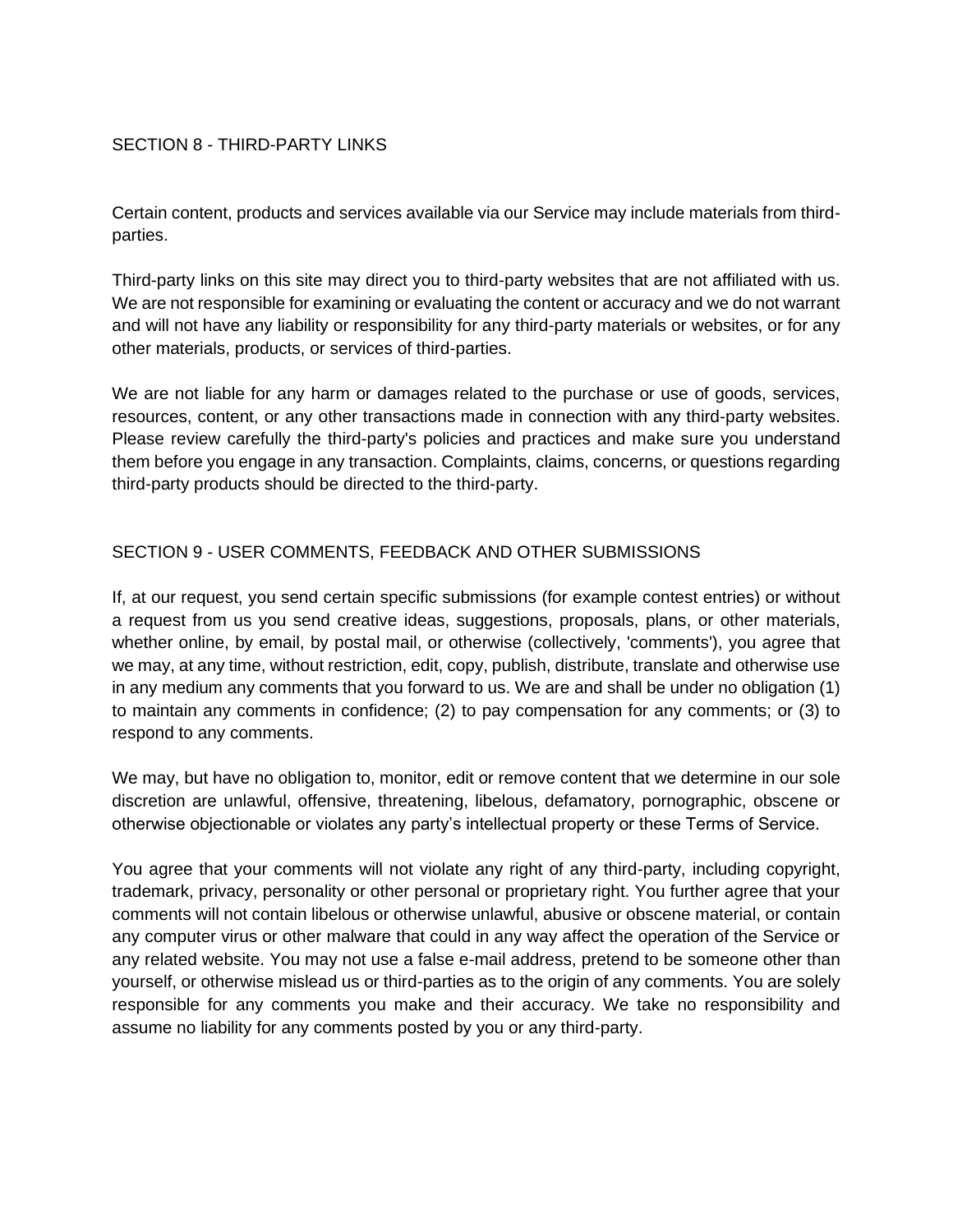## SECTION 8 - THIRD-PARTY LINKS

Certain content, products and services available via our Service may include materials from third-parties.

Third-party links on this site may direct you to third-party websites that are not affiliated with us. We are not responsible for examining or evaluating the content or accuracy and we do not warrant and will not have any liability or responsibility for any third-party materials or websites, or for any other materials, products, or services of third-parties.

We are not liable for any harm or damages related to the purchase or use of goods, services, resources, content, or any other transactions made in connection with any third-party websites. Please review carefully the third-party's policies and practices and make sure you understand them before you engage in any transaction. Complaints, claims, concerns, or questions regarding third-party products should be directed to the third-party.

## SECTION 9 - USER COMMENTS, FEEDBACK AND OTHER SUBMISSIONS

If, at our request, you send certain specific submissions (for example contest entries) or without a request from us you send creative ideas, suggestions, proposals, plans, or other materials, whether online, by email, by postal mail, or otherwise (collectively, 'comments'), you agree that we may, at any time, without restriction, edit, copy, publish, distribute, translate and otherwise use in any medium any comments that you forward to us. We are and shall be under no obligation (1) to maintain any comments in confidence; (2) to pay compensation for any comments; or (3) to respond to any comments.

We may, but have no obligation to, monitor, edit or remove content that we determine in our sole discretion are unlawful, offensive, threatening, libelous, defamatory, pornographic, obscene or otherwise objectionable or violates any party's intellectual property or these Terms of Service.

You agree that your comments will not violate any right of any third-party, including copyright, trademark, privacy, personality or other personal or proprietary right. You further agree that your comments will not contain libelous or otherwise unlawful, abusive or obscene material, or contain any computer virus or other malware that could in any way affect the operation of the Service or any related website. You may not use a false e-mail address, pretend to be someone other than yourself, or otherwise mislead us or third-parties as to the origin of any comments. You are solely responsible for any comments you make and their accuracy. We take no responsibility and assume no liability for any comments posted by you or any third-party.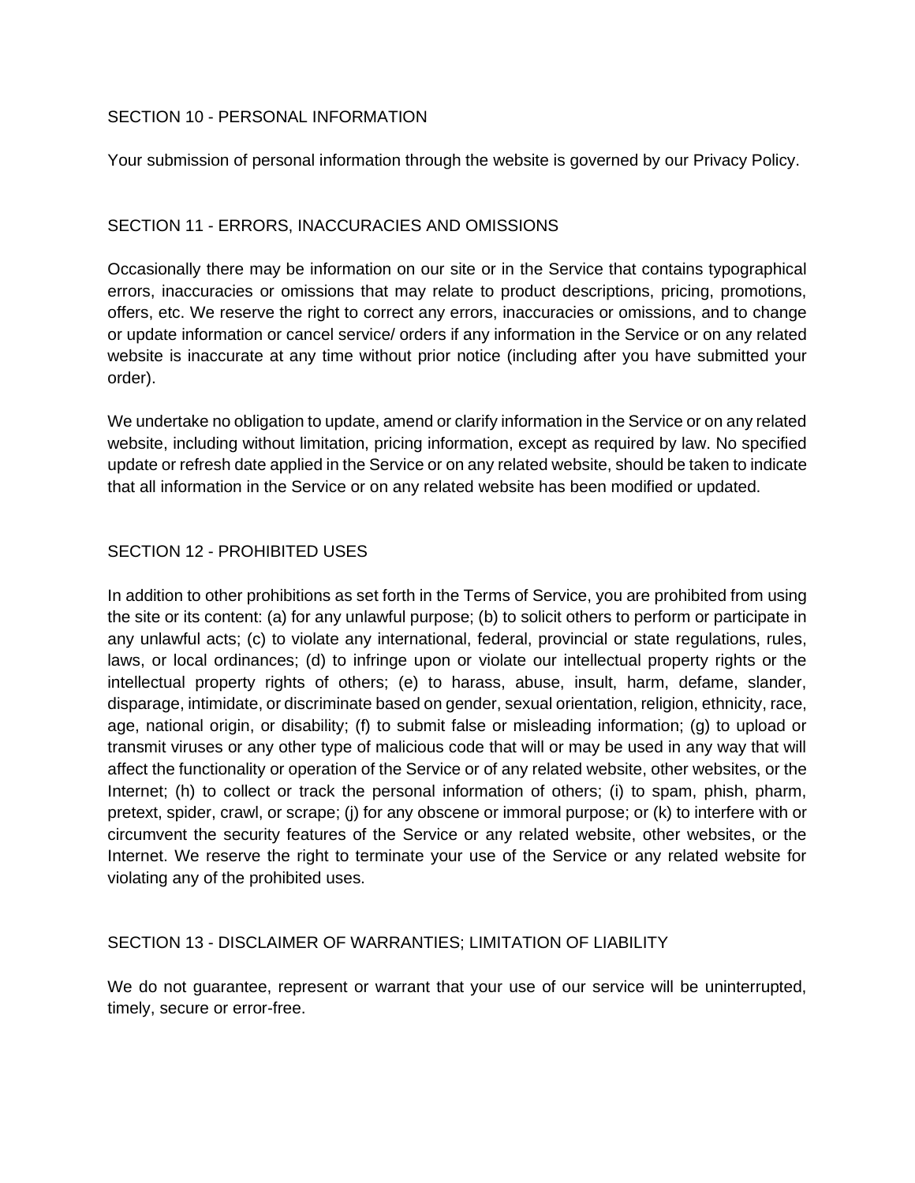## SECTION 10 - PERSONAL INFORMATION

Your submission of personal information through the website is governed by our Privacy Policy.

## SECTION 11 - ERRORS, INACCURACIES AND OMISSIONS

Occasionally there may be information on our site or in the Service that contains typographical errors, inaccuracies or omissions that may relate to product descriptions, pricing, promotions, offers, etc. We reserve the right to correct any errors, inaccuracies or omissions, and to change or update information or cancel service/ orders if any information in the Service or on any related website is inaccurate at any time without prior notice (including after you have submitted your order).

We undertake no obligation to update, amend or clarify information in the Service or on any related website, including without limitation, pricing information, except as required by law. No specified update or refresh date applied in the Service or on any related website, should be taken to indicate that all information in the Service or on any related website has been modified or updated.

## SECTION 12 - PROHIBITED USES

In addition to other prohibitions as set forth in the Terms of Service, you are prohibited from using the site or its content: (a) for any unlawful purpose; (b) to solicit others to perform or participate in any unlawful acts; (c) to violate any international, federal, provincial or state regulations, rules, laws, or local ordinances; (d) to infringe upon or violate our intellectual property rights or the intellectual property rights of others; (e) to harass, abuse, insult, harm, defame, slander, disparage, intimidate, or discriminate based on gender, sexual orientation, religion, ethnicity, race, age, national origin, or disability; (f) to submit false or misleading information; (g) to upload or transmit viruses or any other type of malicious code that will or may be used in any way that will affect the functionality or operation of the Service or of any related website, other websites, or the Internet; (h) to collect or track the personal information of others; (i) to spam, phish, pharm, pretext, spider, crawl, or scrape; (j) for any obscene or immoral purpose; or (k) to interfere with or circumvent the security features of the Service or any related website, other websites, or the Internet. We reserve the right to terminate your use of the Service or any related website for violating any of the prohibited uses.

## SECTION 13 - DISCLAIMER OF WARRANTIES; LIMITATION OF LIABILITY

We do not guarantee, represent or warrant that your use of our service will be uninterrupted, timely, secure or error-free.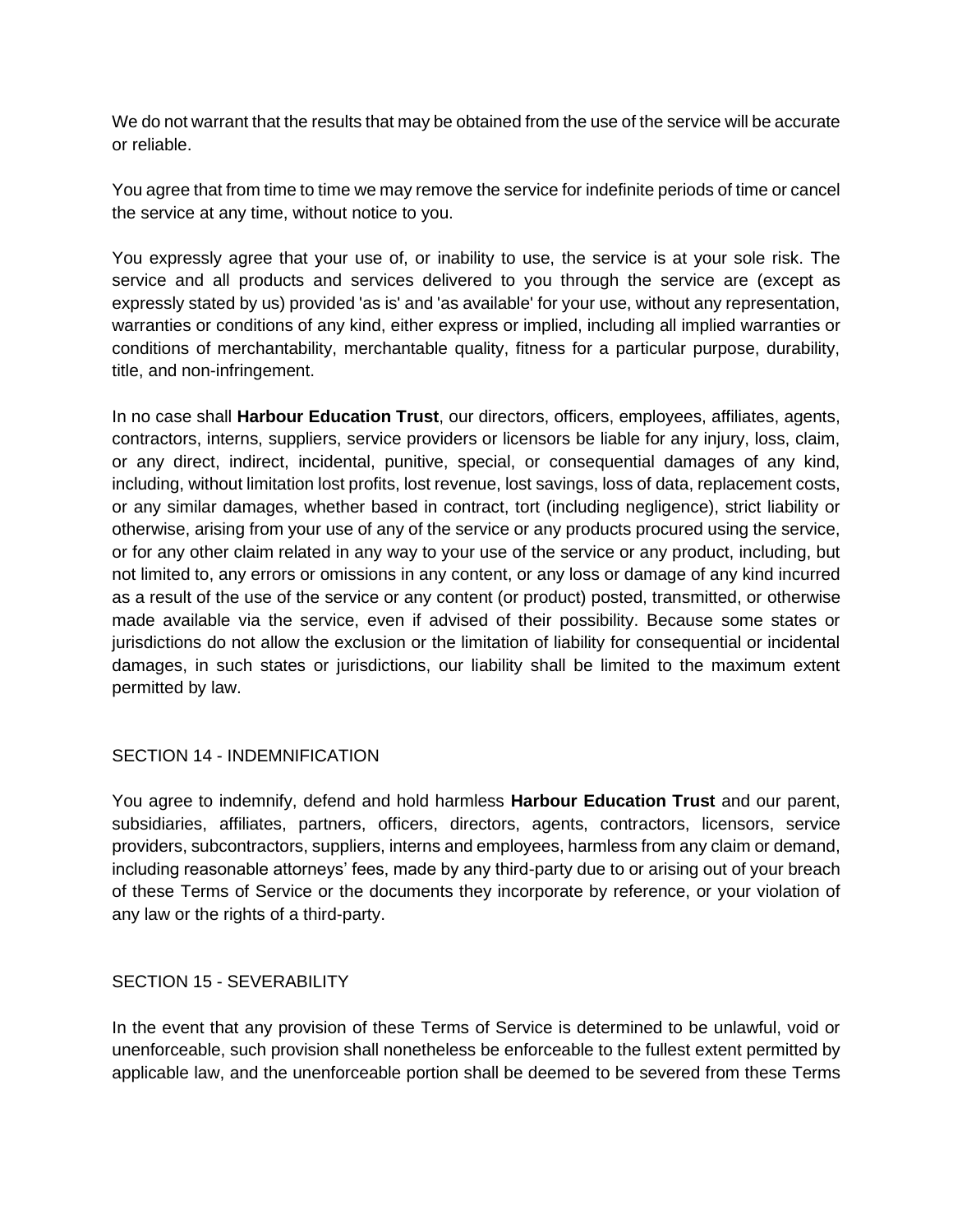We do not warrant that the results that may be obtained from the use of the service will be accurate or reliable.

You agree that from time to time we may remove the service for indefinite periods of time or cancel the service at any time, without notice to you.

You expressly agree that your use of, or inability to use, the service is at your sole risk. The service and all products and services delivered to you through the service are (except as expressly stated by us) provided 'as is' and 'as available' for your use, without any representation, warranties or conditions of any kind, either express or implied, including all implied warranties or conditions of merchantability, merchantable quality, fitness for a particular purpose, durability, title, and non-infringement.

In no case shall **Harbour Education Trust**, our directors, officers, employees, affiliates, agents, contractors, interns, suppliers, service providers or licensors be liable for any injury, loss, claim, or any direct, indirect, incidental, punitive, special, or consequential damages of any kind, including, without limitation lost profits, lost revenue, lost savings, loss of data, replacement costs, or any similar damages, whether based in contract, tort (including negligence), strict liability or otherwise, arising from your use of any of the service or any products procured using the service, or for any other claim related in any way to your use of the service or any product, including, but not limited to, any errors or omissions in any content, or any loss or damage of any kind incurred as a result of the use of the service or any content (or product) posted, transmitted, or otherwise made available via the service, even if advised of their possibility. Because some states or jurisdictions do not allow the exclusion or the limitation of liability for consequential or incidental damages, in such states or jurisdictions, our liability shall be limited to the maximum extent permitted by law.

## SECTION 14 - INDEMNIFICATION

You agree to indemnify, defend and hold harmless **Harbour Education Trust** and our parent, subsidiaries, affiliates, partners, officers, directors, agents, contractors, licensors, service providers, subcontractors, suppliers, interns and employees, harmless from any claim or demand, including reasonable attorneys' fees, made by any third-party due to or arising out of your breach of these Terms of Service or the documents they incorporate by reference, or your violation of any law or the rights of a third-party.

## SECTION 15 - SEVERABILITY

In the event that any provision of these Terms of Service is determined to be unlawful, void or unenforceable, such provision shall nonetheless be enforceable to the fullest extent permitted by applicable law, and the unenforceable portion shall be deemed to be severed from these Terms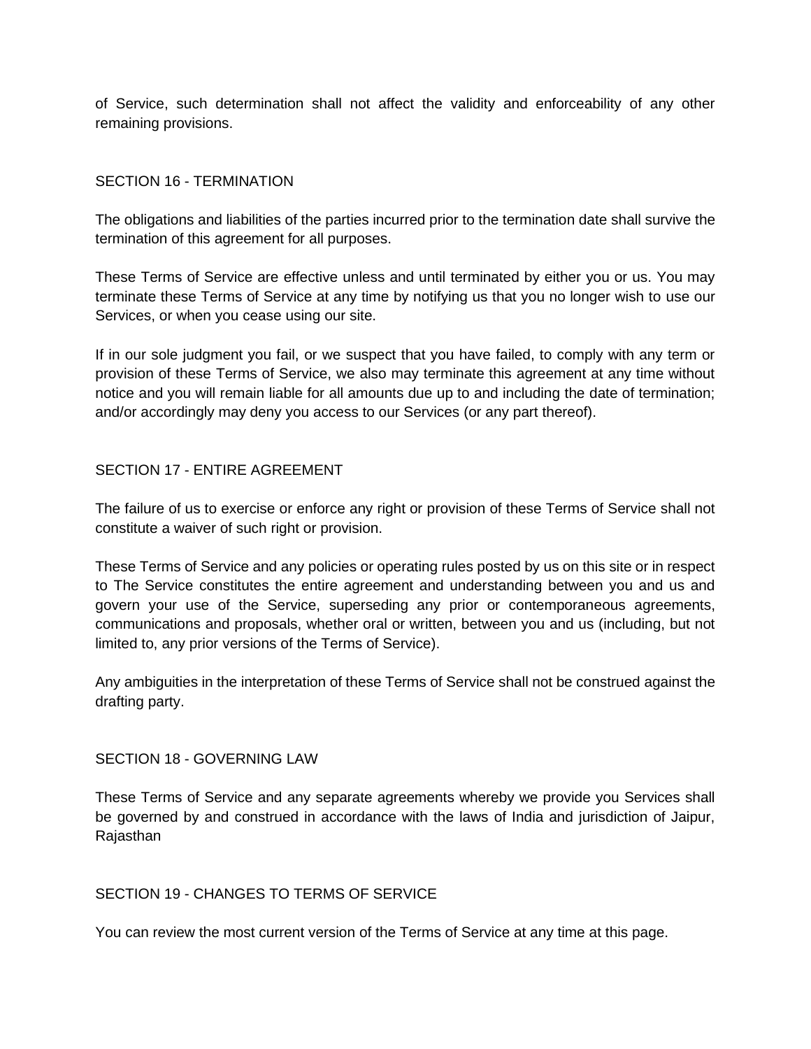of Service, such determination shall not affect the validity and enforceability of any other remaining provisions.

## SECTION 16 - TERMINATION

The obligations and liabilities of the parties incurred prior to the termination date shall survive the termination of this agreement for all purposes.

These Terms of Service are effective unless and until terminated by either you or us. You may terminate these Terms of Service at any time by notifying us that you no longer wish to use our Services, or when you cease using our site.

If in our sole judgment you fail, or we suspect that you have failed, to comply with any term or provision of these Terms of Service, we also may terminate this agreement at any time without notice and you will remain liable for all amounts due up to and including the date of termination; and/or accordingly may deny you access to our Services (or any part thereof).

## SECTION 17 - ENTIRE AGREEMENT

The failure of us to exercise or enforce any right or provision of these Terms of Service shall not constitute a waiver of such right or provision.

These Terms of Service and any policies or operating rules posted by us on this site or in respect to The Service constitutes the entire agreement and understanding between you and us and govern your use of the Service, superseding any prior or contemporaneous agreements, communications and proposals, whether oral or written, between you and us (including, but not limited to, any prior versions of the Terms of Service).

Any ambiguities in the interpretation of these Terms of Service shall not be construed against the drafting party.

## SECTION 18 - GOVERNING LAW

These Terms of Service and any separate agreements whereby we provide you Services shall be governed by and construed in accordance with the laws of India and jurisdiction of Jaipur, Rajasthan

## SECTION 19 - CHANGES TO TERMS OF SERVICE

You can review the most current version of the Terms of Service at any time at this page.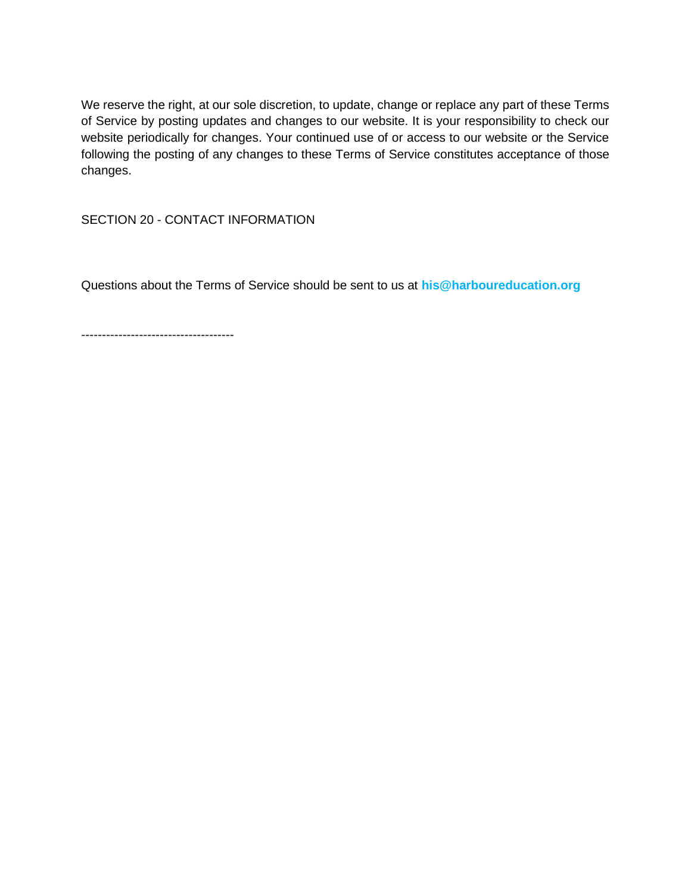We reserve the right, at our sole discretion, to update, change or replace any part of these Terms of Service by posting updates and changes to our website. It is your responsibility to check our website periodically for changes. Your continued use of or access to our website or the Service following the posting of any changes to these Terms of Service constitutes acceptance of those changes.

SECTION 20 - CONTACT INFORMATION

Questions about the Terms of Service should be sent to us at **his@harboureducation.org**

-------------------------------------